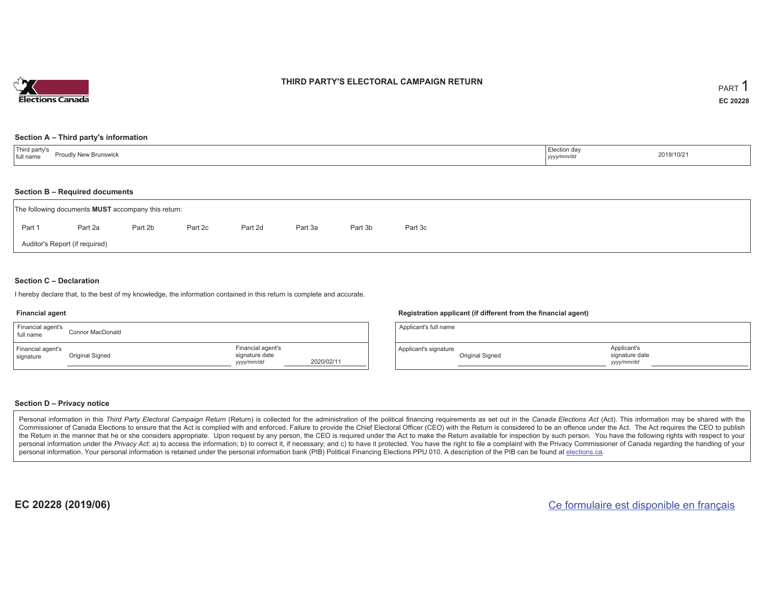Elections Canada

# THIRD PARTY'S ELECTORAL CAMPAIGN RETURN

PART 1

**EC 20228**

## Section A – Third party's information

| Third party's full name | Proudly New Brunswick | Election day *yyyy/mm/dd* | 2019/10/21 |
|---|---|---|---|

## Section B – Required documents

The following documents **MUST** accompany this return:

Part 1    Part 2a    Part 2b    Part 2c    Part 2d    Part 3a    Part 3b    Part 3c

Auditor's Report (if required)

## Section C – Declaration

I hereby declare that, to the best of my knowledge, the information contained in this return is complete and accurate.

### Financial agent

| Financial agent's full name | Connor MacDonald | | |
|---|---|---|---|
| Financial agent's signature | Original Signed | Financial agent's signature date *yyyy/mm/dd* | 2020/02/11 |

### Registration applicant (if different from the financial agent)

| Applicant's full name | | | |
|---|---|---|---|
| Applicant's signature | Original Signed | Applicant's signature date *yyyy/mm/dd* | |

## Section D – Privacy notice

Personal information in this *Third Party Electoral Campaign Return* (Return) is collected for the administration of the political financing requirements as set out in the *Canada Elections Act* (Act). This information may be shared with the Commissioner of Canada Elections to ensure that the Act is complied with and enforced. Failure to provide the Chief Electoral Officer (CEO) with the Return is considered to be an offence under the Act. The Act requires the CEO to publish the Return in the manner that he or she considers appropriate. Upon request by any person, the CEO is required under the Act to make the Return available for inspection by such person. You have the following rights with respect to your personal information under the *Privacy Act*: a) to access the information; b) to correct it, if necessary; and c) to have it protected. You have the right to file a complaint with the Privacy Commissioner of Canada regarding the handling of your personal information. Your personal information is retained under the personal information bank (PIB) Political Financing Elections PPU 010. A description of the PIB can be found at elections.ca.

**EC 20228 (2019/06)**

Ce formulaire est disponible en français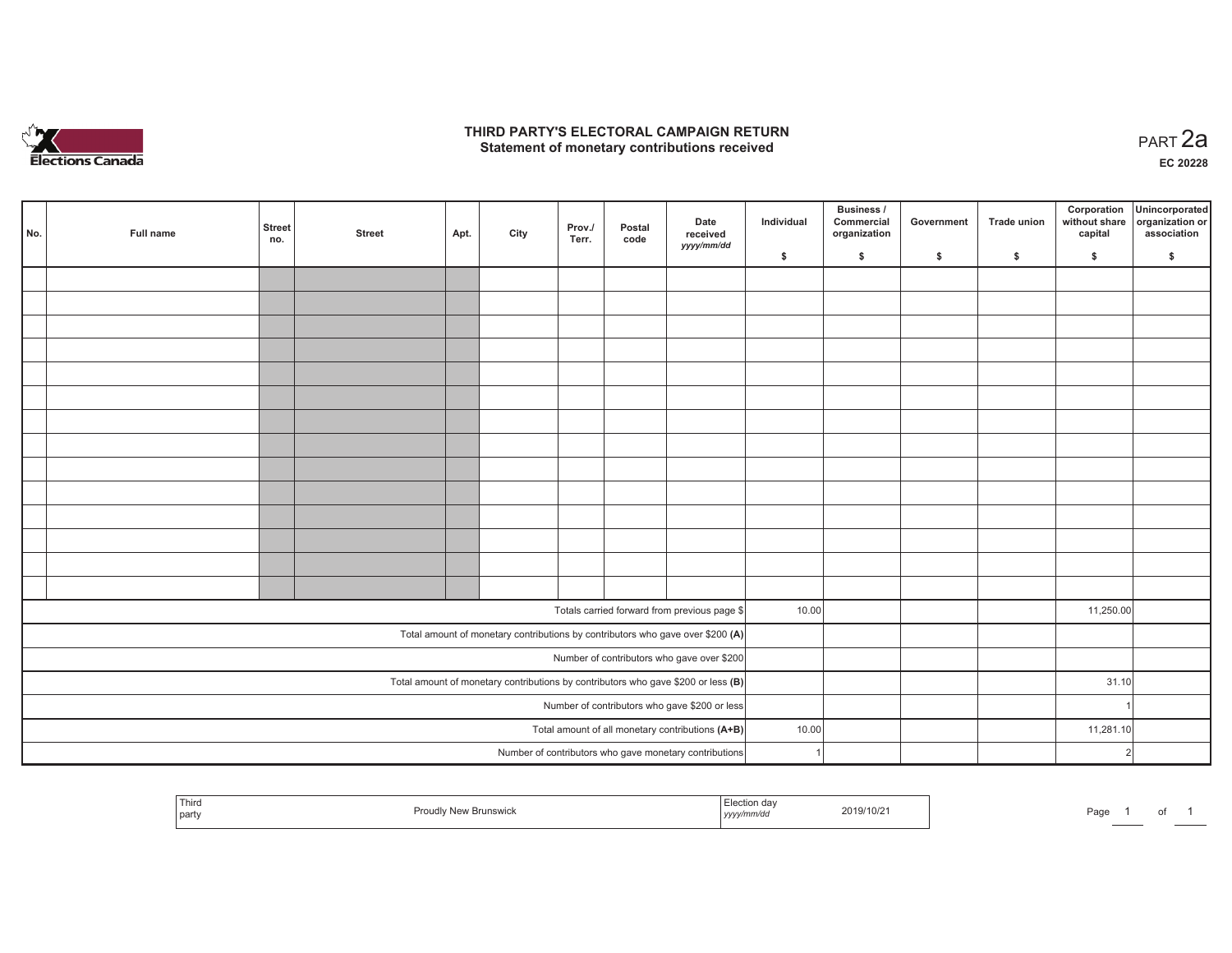# THIRD PARTY'S ELECTORAL CAMPAIGN RETURN
## Statement of monetary contributions received

PART 2a

EC 20228

| No. | Full name | Street no. | Street | Apt. | City | Prov./ Terr. | Postal code | Date received yyyy/mm/dd | Individual $ | Business / Commercial organization $ | Government $ | Trade union $ | Corporation without share capital $ | Unincorporated organization or association $ |
|---|---|---|---|---|---|---|---|---|---|---|---|---|---|---|
| | | | | | | | | | | | | | | |
| | | | | | | | | | | | | | | |
| | | | | | | | | | | | | | | |
| | | | | | | | | | | | | | | |
| | | | | | | | | | | | | | | |
| | | | | | | | | | | | | | | |
| | | | | | | | | | | | | | | |
| | | | | | | | | | | | | | | |
| | | | | | | | | | | | | | | |
| | | | | | | | | | | | | | | |
| | | | | | | | | | | | | | | |
| | | | | | | | | | | | | | | |
| | | | | | | | | | | | | | | |
| | | | | | | | | | | | | | | |
| Totals carried forward from previous page $ | | | | | | | | | 10.00 | | | | 11,250.00 | |
| Total amount of monetary contributions by contributors who gave over $200 **(A)** | | | | | | | | | | | | | | |
| Number of contributors who gave over $200 | | | | | | | | | | | | | | |
| Total amount of monetary contributions by contributors who gave $200 or less **(B)** | | | | | | | | | | | | | 31.10 | |
| Number of contributors who gave $200 or less | | | | | | | | | | | | | 1 | |
| Total amount of all monetary contributions **(A+B)** | | | | | | | | | 10.00 | | | | 11,281.10 | |
| Number of contributors who gave monetary contributions | | | | | | | | | 1 | | | | 2 | |

| Third party | Proudly New Brunswick | Election day yyyy/mm/dd | 2019/10/21 |
|---|---|---|---|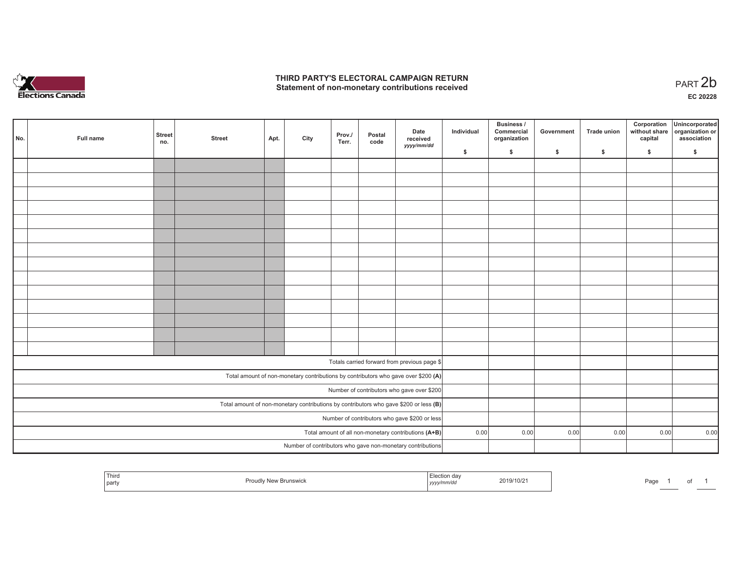# THIRD PARTY'S ELECTORAL CAMPAIGN RETURN
## Statement of non-monetary contributions received

PART 2b

EC 20228

| No. | Full name | Street no. | Street | Apt. | City | Prov./ Terr. | Postal code | Date received yyyy/mm/dd | Individual $ | Business / Commercial organization $ | Government $ | Trade union $ | Corporation without share capital $ | Unincorporated organization or association $ |
|---|---|---|---|---|---|---|---|---|---|---|---|---|---|---|
| | | | | | | | | | | | | | | |
| | | | | | | | | | | | | | | |
| | | | | | | | | | | | | | | |
| | | | | | | | | | | | | | | |
| | | | | | | | | | | | | | | |
| | | | | | | | | | | | | | | |
| | | | | | | | | | | | | | | |
| | | | | | | | | | | | | | | |
| | | | | | | | | | | | | | | |
| | | | | | | | | | | | | | | |
| | | | | | | | | | | | | | | |
| | | | | | | | | | | | | | | |
| | | | | | | | | | | | | | | |
| | | | | | | | | | | | | | | |
| Totals carried forward from previous page $ | | | | | | | | | | | | | | |
| Total amount of non-monetary contributions by contributors who gave over $200 (A) | | | | | | | | | | | | | | |
| Number of contributors who gave over $200 | | | | | | | | | | | | | | |
| Total amount of non-monetary contributions by contributors who gave $200 or less (B) | | | | | | | | | | | | | | |
| Number of contributors who gave $200 or less | | | | | | | | | | | | | | |
| Total amount of all non-monetary contributions (A+B) | | | | | | | | | 0.00 | 0.00 | 0.00 | 0.00 | 0.00 | 0.00 |
| Number of contributors who gave non-monetary contributions | | | | | | | | | | | | | | |

| Third party | Proudly New Brunswick | Election day yyyy/mm/dd | 2019/10/21 |
|---|---|---|---|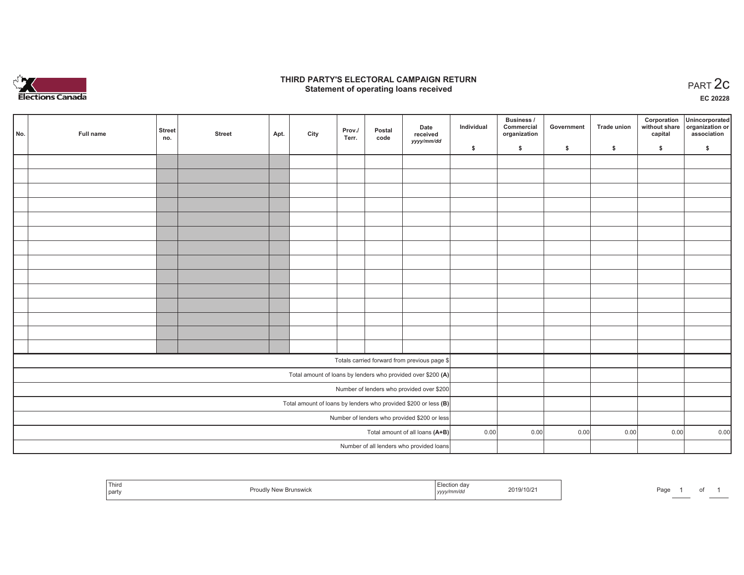# THIRD PARTY'S ELECTORAL CAMPAIGN RETURN
## Statement of operating loans received

PART 2c

EC 20228

| No. | Full name | Street no. | Street | Apt. | City | Prov./ Terr. | Postal code | Date received *yyyy/mm/dd* | Individual $ | Business / Commercial organization $ | Government $ | Trade union $ | Corporation without share capital $ | Unincorporated organization or association $ |
|---|---|---|---|---|---|---|---|---|---|---|---|---|---|---|
| | | | | | | | | | | | | | | |
| | | | | | | | | | | | | | | |
| | | | | | | | | | | | | | | |
| | | | | | | | | | | | | | | |
| | | | | | | | | | | | | | | |
| | | | | | | | | | | | | | | |
| | | | | | | | | | | | | | | |
| | | | | | | | | | | | | | | |
| | | | | | | | | | | | | | | |
| | | | | | | | | | | | | | | |
| | | | | | | | | | | | | | | |
| | | | | | | | | | | | | | | |
| | | | | | | | | | | | | | | |
| | | | | | | | | | | | | | | |
| Totals carried forward from previous page $ | | | | | | | | | | | | | | |
| Total amount of loans by lenders who provided over $200 **(A)** | | | | | | | | | | | | | | |
| Number of lenders who provided over $200 | | | | | | | | | | | | | | |
| Total amount of loans by lenders who provided $200 or less **(B)** | | | | | | | | | | | | | | |
| Number of lenders who provided $200 or less | | | | | | | | | | | | | | |
| Total amount of all loans **(A+B)** | | | | | | | | | 0.00 | 0.00 | 0.00 | 0.00 | 0.00 | 0.00 |
| Number of all lenders who provided loans | | | | | | | | | | | | | | |

| Third party | Proudly New Brunswick | Election day *yyyy/mm/dd* | 2019/10/21 |
|---|---|---|---|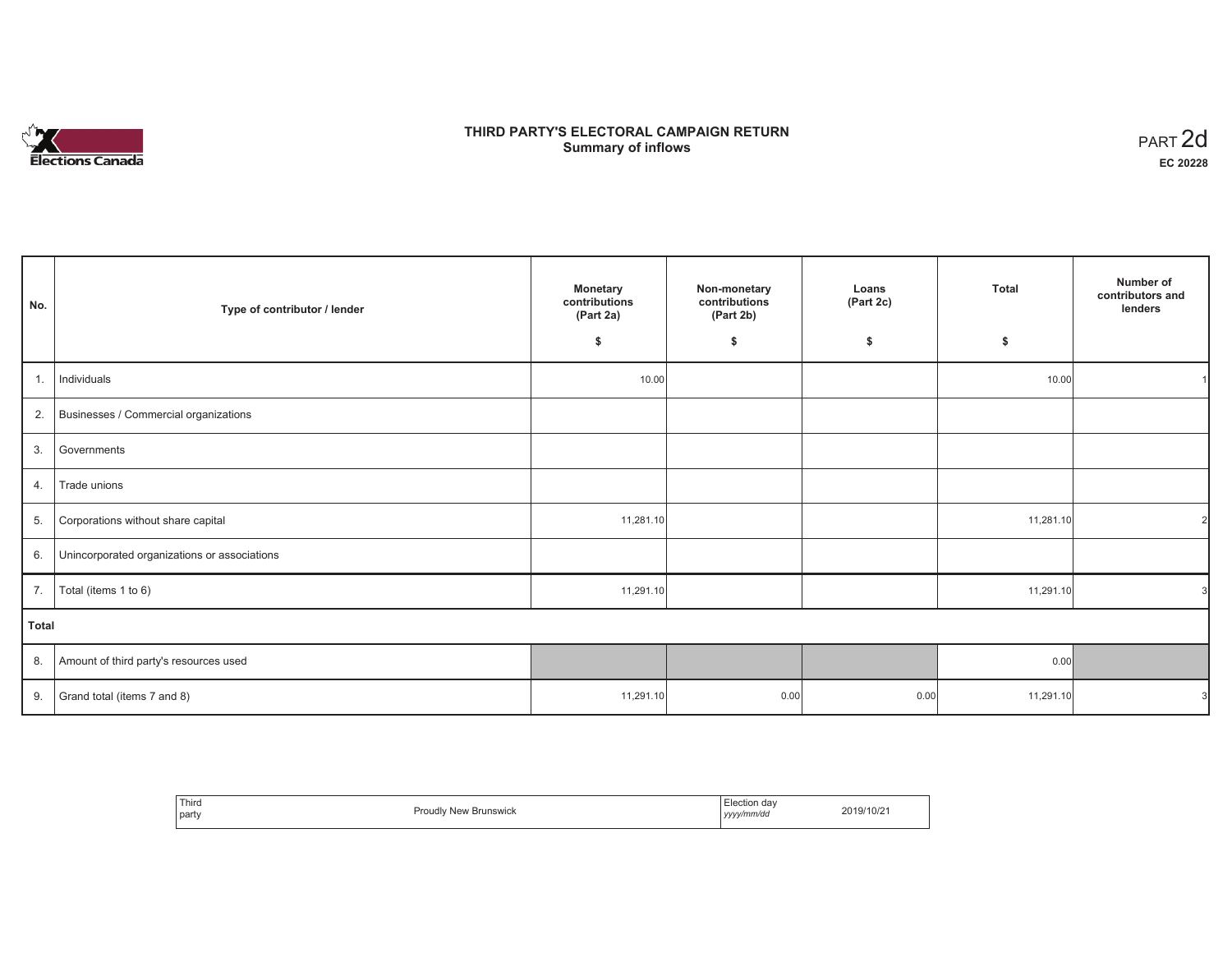Elections Canada

# THIRD PARTY'S ELECTORAL CAMPAIGN RETURN
## Summary of inflows

PART 2d

EC 20228

| No. | Type of contributor / lender | Monetary contributions (Part 2a) $ | Non-monetary contributions (Part 2b) $ | Loans (Part 2c) $ | Total $ | Number of contributors and lenders |
|---|---|---|---|---|---|---|
| 1. | Individuals | 10.00 | | | 10.00 | 1 |
| 2. | Businesses / Commercial organizations | | | | | |
| 3. | Governments | | | | | |
| 4. | Trade unions | | | | | |
| 5. | Corporations without share capital | 11,281.10 | | | 11,281.10 | 2 |
| 6. | Unincorporated organizations or associations | | | | | |
| 7. | Total (items 1 to 6) | 11,291.10 | | | 11,291.10 | 3 |
| **Total** | | | | | | |
| 8. | Amount of third party's resources used | | | | 0.00 | |
| 9. | Grand total (items 7 and 8) | 11,291.10 | 0.00 | 0.00 | 11,291.10 | 3 |

| Third party | Proudly New Brunswick | Election day *yyyy/mm/dd* | 2019/10/21 |
|---|---|---|---|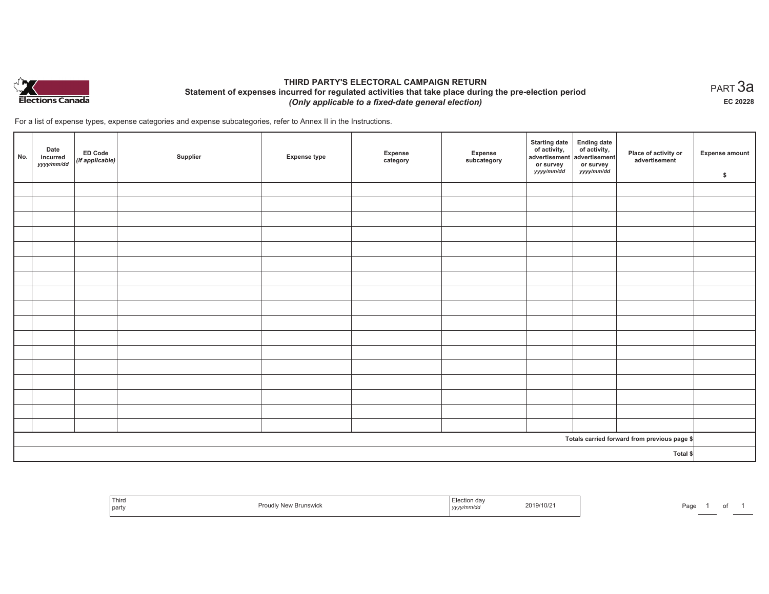# THIRD PARTY'S ELECTORAL CAMPAIGN RETURN

## Statement of expenses incurred for regulated activities that take place during the pre-election period

***(Only applicable to a fixed-date general election)***

PART 3a

**EC 20228**

For a list of expense types, expense categories and expense subcategories, refer to Annex II in the Instructions.

| No. | Date incurred *yyyy/mm/dd* | ED Code *(if applicable)* | Supplier | Expense type | Expense category | Expense subcategory | Starting date of activity, advertisement or survey *yyyy/mm/dd* | Ending date of activity, advertisement or survey *yyyy/mm/dd* | Place of activity or advertisement | Expense amount $ |
|---|---|---|---|---|---|---|---|---|---|---|
| | | | | | | | | | | |
| | | | | | | | | | | |
| | | | | | | | | | | |
| | | | | | | | | | | |
| | | | | | | | | | | |
| | | | | | | | | | | |
| | | | | | | | | | | |
| | | | | | | | | | | |
| | | | | | | | | | | |
| | | | | | | | | | | |
| | | | | | | | | | | |
| | | | | | | | | | | |
| | | | | | | | | | | |
| | | | | | | | | | | |
| | | | | | | | | | | |
| | | | | | | | | | | |
| | | | | | | | | | | |
| Totals carried forward from previous page $ | | | | | | | | | | |
| Total $ | | | | | | | | | | |

| Third party | Proudly New Brunswick | Election day *yyyy/mm/dd* | 2019/10/21 |
|---|---|---|---|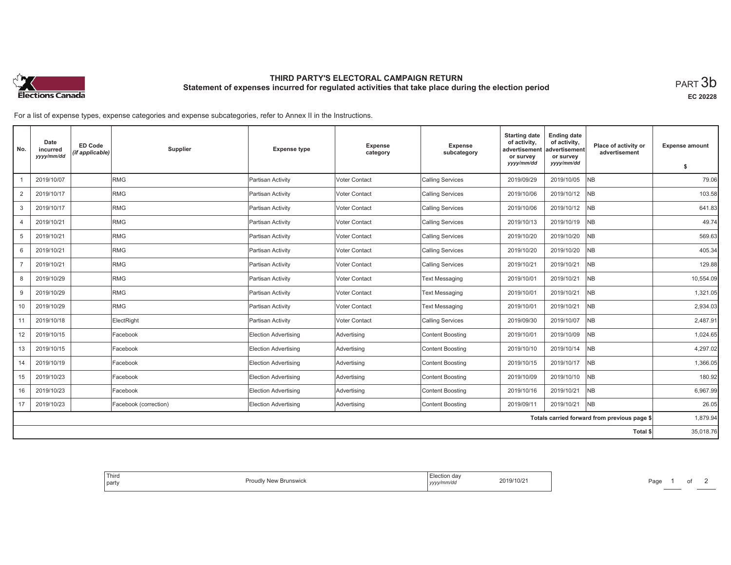# THIRD PARTY'S ELECTORAL CAMPAIGN RETURN

## Statement of expenses incurred for regulated activities that take place during the election period

PART 3b

EC 20228

For a list of expense types, expense categories and expense subcategories, refer to Annex II in the Instructions.

| No. | Date incurred *yyyy/mm/dd* | ED Code *(if applicable)* | Supplier | Expense type | Expense category | Expense subcategory | Starting date of activity, advertisement or survey *yyyy/mm/dd* | Ending date of activity, advertisement or survey *yyyy/mm/dd* | Place of activity or advertisement | Expense amount $ |
|---|---|---|---|---|---|---|---|---|---|---|
| 1 | 2019/10/07 | | RMG | Partisan Activity | Voter Contact | Calling Services | 2019/09/29 | 2019/10/05 | NB | 79.06 |
| 2 | 2019/10/17 | | RMG | Partisan Activity | Voter Contact | Calling Services | 2019/10/06 | 2019/10/12 | NB | 103.58 |
| 3 | 2019/10/17 | | RMG | Partisan Activity | Voter Contact | Calling Services | 2019/10/06 | 2019/10/12 | NB | 641.83 |
| 4 | 2019/10/21 | | RMG | Partisan Activity | Voter Contact | Calling Services | 2019/10/13 | 2019/10/19 | NB | 49.74 |
| 5 | 2019/10/21 | | RMG | Partisan Activity | Voter Contact | Calling Services | 2019/10/20 | 2019/10/20 | NB | 569.63 |
| 6 | 2019/10/21 | | RMG | Partisan Activity | Voter Contact | Calling Services | 2019/10/20 | 2019/10/20 | NB | 405.34 |
| 7 | 2019/10/21 | | RMG | Partisan Activity | Voter Contact | Calling Services | 2019/10/21 | 2019/10/21 | NB | 129.88 |
| 8 | 2019/10/29 | | RMG | Partisan Activity | Voter Contact | Text Messaging | 2019/10/01 | 2019/10/21 | NB | 10,554.09 |
| 9 | 2019/10/29 | | RMG | Partisan Activity | Voter Contact | Text Messaging | 2019/10/01 | 2019/10/21 | NB | 1,321.05 |
| 10 | 2019/10/29 | | RMG | Partisan Activity | Voter Contact | Text Messaging | 2019/10/01 | 2019/10/21 | NB | 2,934.03 |
| 11 | 2019/10/18 | | ElectRight | Partisan Activity | Voter Contact | Calling Services | 2019/09/30 | 2019/10/07 | NB | 2,487.91 |
| 12 | 2019/10/15 | | Facebook | Election Advertising | Advertising | Content Boosting | 2019/10/01 | 2019/10/09 | NB | 1,024.65 |
| 13 | 2019/10/15 | | Facebook | Election Advertising | Advertising | Content Boosting | 2019/10/10 | 2019/10/14 | NB | 4,297.02 |
| 14 | 2019/10/19 | | Facebook | Election Advertising | Advertising | Content Boosting | 2019/10/15 | 2019/10/17 | NB | 1,366.05 |
| 15 | 2019/10/23 | | Facebook | Election Advertising | Advertising | Content Boosting | 2019/10/09 | 2019/10/10 | NB | 180.92 |
| 16 | 2019/10/23 | | Facebook | Election Advertising | Advertising | Content Boosting | 2019/10/16 | 2019/10/21 | NB | 6,967.99 |
| 17 | 2019/10/23 | | Facebook (correction) | Election Advertising | Advertising | Content Boosting | 2019/09/11 | 2019/10/21 | NB | 26.05 |
| | | | | | | | | | Totals carried forward from previous page $ | 1,879.94 |
| | | | | | | | | | Total $ | 35,018.76 |

| Third party | Proudly New Brunswick | Election day *yyyy/mm/dd* | 2019/10/21 |
|---|---|---|---|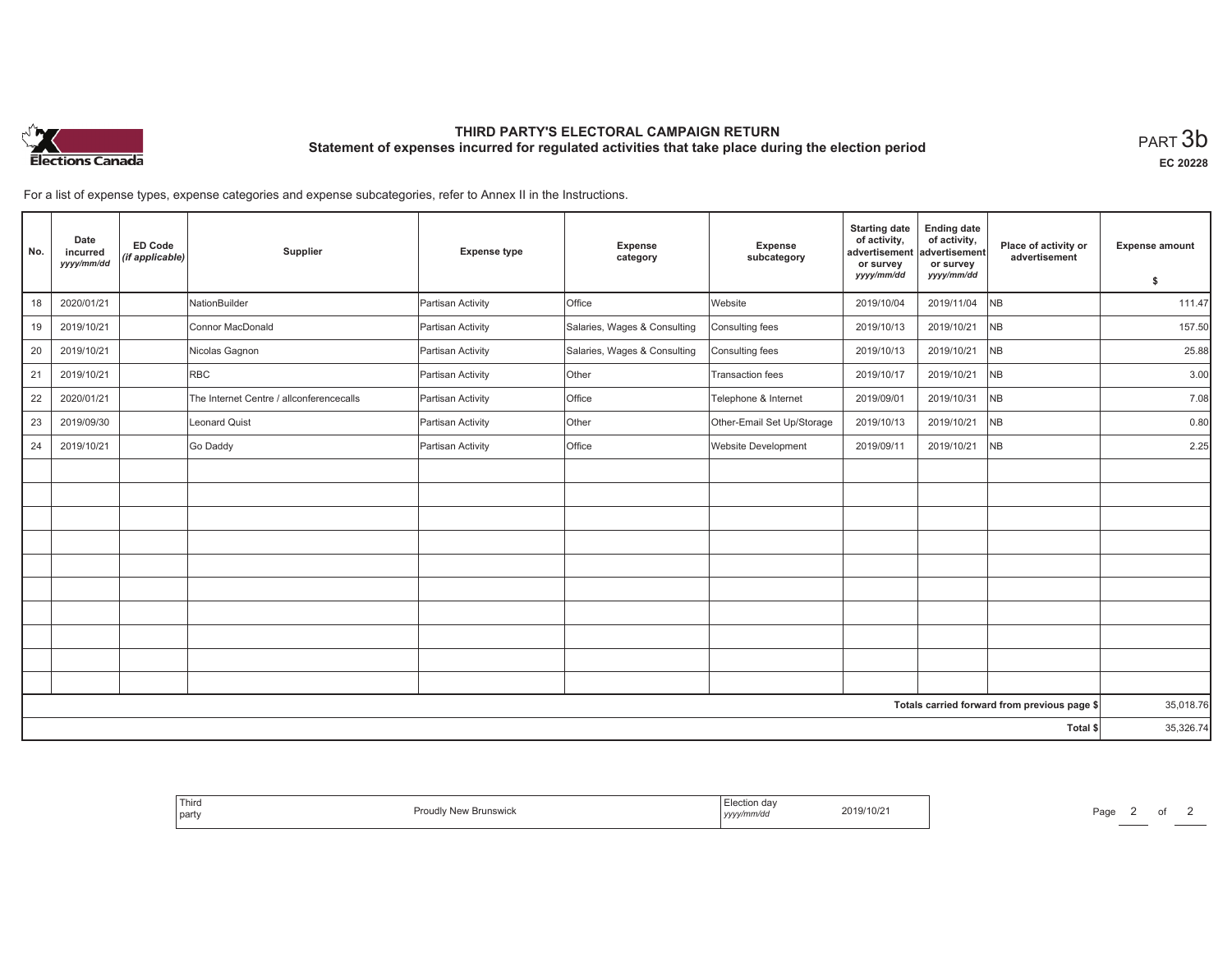# THIRD PARTY'S ELECTORAL CAMPAIGN RETURN

## Statement of expenses incurred for regulated activities that take place during the election period

PART 3b

EC 20228

For a list of expense types, expense categories and expense subcategories, refer to Annex II in the Instructions.

| No. | Date incurred yyyy/mm/dd | ED Code (if applicable) | Supplier | Expense type | Expense category | Expense subcategory | Starting date of activity, advertisement or survey yyyy/mm/dd | Ending date of activity, advertisement or survey yyyy/mm/dd | Place of activity or advertisement | Expense amount $ |
|---|---|---|---|---|---|---|---|---|---|---|
| 18 | 2020/01/21 | | NationBuilder | Partisan Activity | Office | Website | 2019/10/04 | 2019/11/04 | NB | 111.47 |
| 19 | 2019/10/21 | | Connor MacDonald | Partisan Activity | Salaries, Wages & Consulting | Consulting fees | 2019/10/13 | 2019/10/21 | NB | 157.50 |
| 20 | 2019/10/21 | | Nicolas Gagnon | Partisan Activity | Salaries, Wages & Consulting | Consulting fees | 2019/10/13 | 2019/10/21 | NB | 25.88 |
| 21 | 2019/10/21 | | RBC | Partisan Activity | Other | Transaction fees | 2019/10/17 | 2019/10/21 | NB | 3.00 |
| 22 | 2020/01/21 | | The Internet Centre / allconferencecalls | Partisan Activity | Office | Telephone & Internet | 2019/09/01 | 2019/10/31 | NB | 7.08 |
| 23 | 2019/09/30 | | Leonard Quist | Partisan Activity | Other | Other-Email Set Up/Storage | 2019/10/13 | 2019/10/21 | NB | 0.80 |
| 24 | 2019/10/21 | | Go Daddy | Partisan Activity | Office | Website Development | 2019/09/11 | 2019/10/21 | NB | 2.25 |
| | | | | | | | | | Totals carried forward from previous page $ | 35,018.76 |
| | | | | | | | | | Total $ | 35,326.74 |

Third party: Proudly New Brunswick

Election day (yyyy/mm/dd): 2019/10/21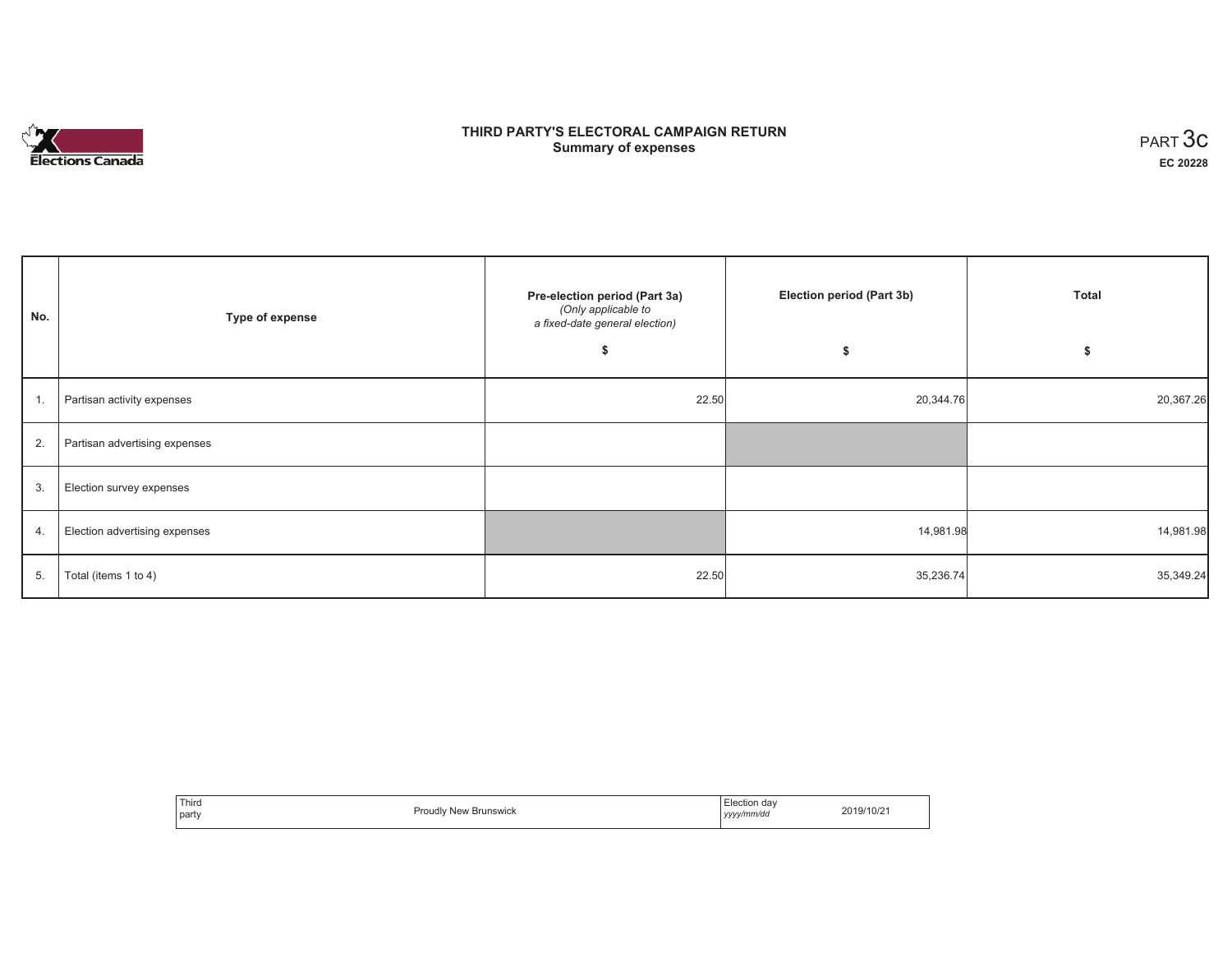Elections Canada

# THIRD PARTY'S ELECTORAL CAMPAIGN RETURN
## Summary of expenses

PART 3c
**EC 20228**

| No. | Type of expense | Pre-election period (Part 3a) *(Only applicable to a fixed-date general election)* $ | Election period (Part 3b) $ | Total $ |
|---|---|---|---|---|
| 1. | Partisan activity expenses | 22.50 | 20,344.76 | 20,367.26 |
| 2. | Partisan advertising expenses | | | |
| 3. | Election survey expenses | | | |
| 4. | Election advertising expenses | | 14,981.98 | 14,981.98 |
| 5. | Total (items 1 to 4) | 22.50 | 35,236.74 | 35,349.24 |

| Third party | Proudly New Brunswick | Election day *yyyy/mm/dd* | 2019/10/21 |
|---|---|---|---|